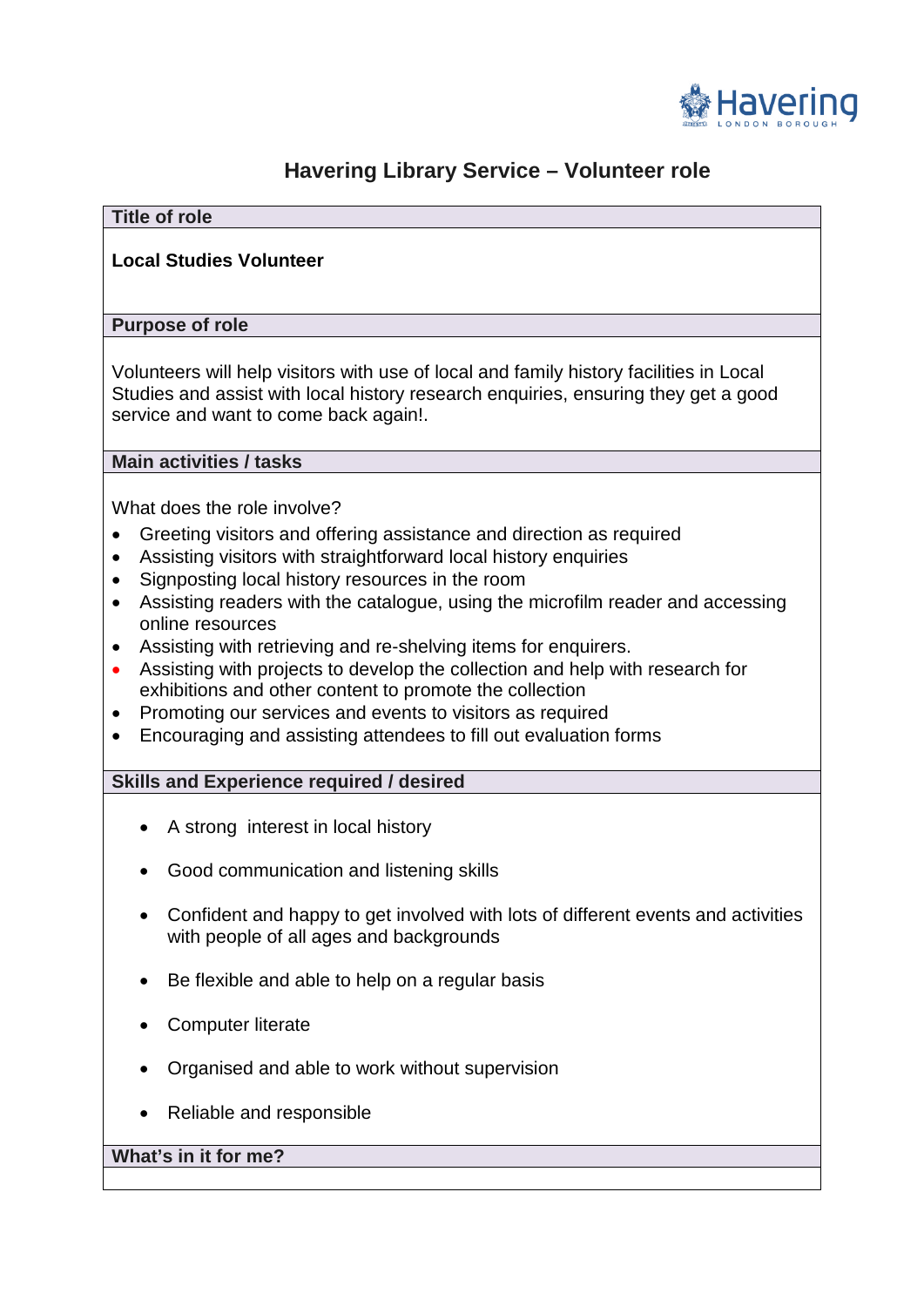Havering LONDON BOROUGH

# Havering Library Service – Volunteer role

## Title of role

**Local Studies Volunteer**

## Purpose of role

Volunteers will help visitors with use of local and family history facilities in Local Studies and assist with local history research enquiries, ensuring they get a good service and want to come back again!.

## Main activities / tasks

What does the role involve?

- Greeting visitors and offering assistance and direction as required
- Assisting visitors with straightforward local history enquiries
- Signposting local history resources in the room
- Assisting readers with the catalogue, using the microfilm reader and accessing online resources
- Assisting with retrieving and re-shelving items for enquirers.
- Assisting with projects to develop the collection and help with research for exhibitions and other content to promote the collection
- Promoting our services and events to visitors as required
- Encouraging and assisting attendees to fill out evaluation forms

## Skills and Experience required / desired

- A strong interest in local history
- Good communication and listening skills
- Confident and happy to get involved with lots of different events and activities with people of all ages and backgrounds
- Be flexible and able to help on a regular basis
- Computer literate
- Organised and able to work without supervision
- Reliable and responsible

## What's in it for me?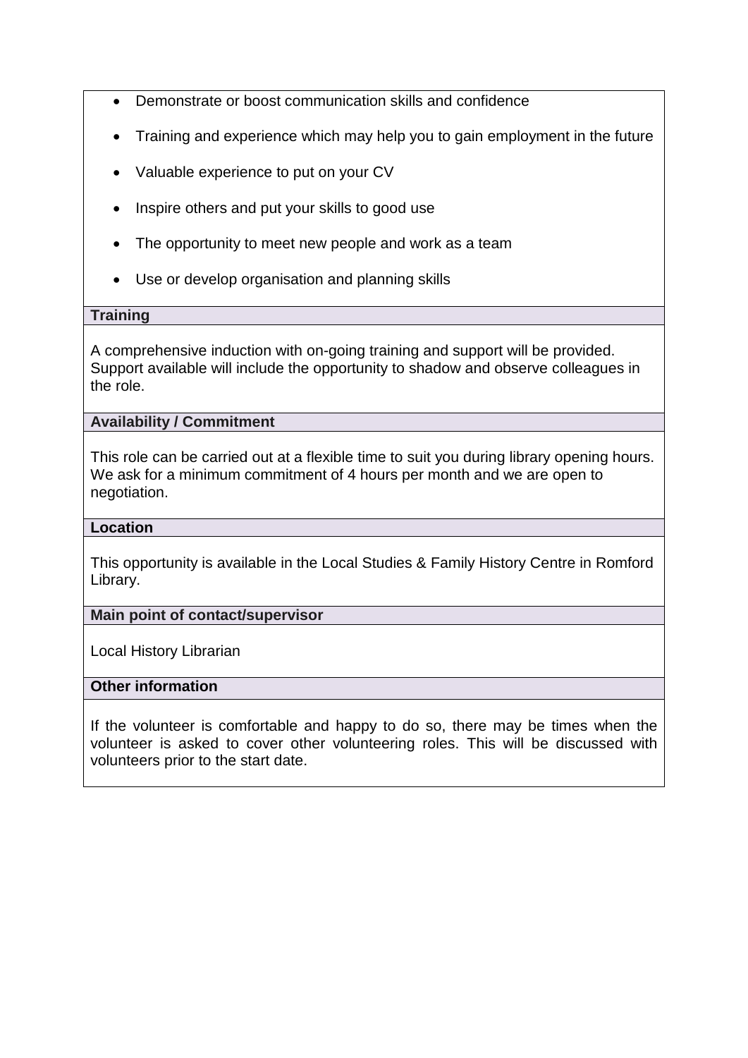- Demonstrate or boost communication skills and confidence
- Training and experience which may help you to gain employment in the future
- Valuable experience to put on your CV
- Inspire others and put your skills to good use
- The opportunity to meet new people and work as a team
- Use or develop organisation and planning skills

**Training**

A comprehensive induction with on-going training and support will be provided. Support available will include the opportunity to shadow and observe colleagues in the role.

**Availability / Commitment**

This role can be carried out at a flexible time to suit you during library opening hours. We ask for a minimum commitment of 4 hours per month and we are open to negotiation.

**Location**

This opportunity is available in the Local Studies & Family History Centre in Romford Library.

**Main point of contact/supervisor**

Local History Librarian

**Other information**

If the volunteer is comfortable and happy to do so, there may be times when the volunteer is asked to cover other volunteering roles. This will be discussed with volunteers prior to the start date.